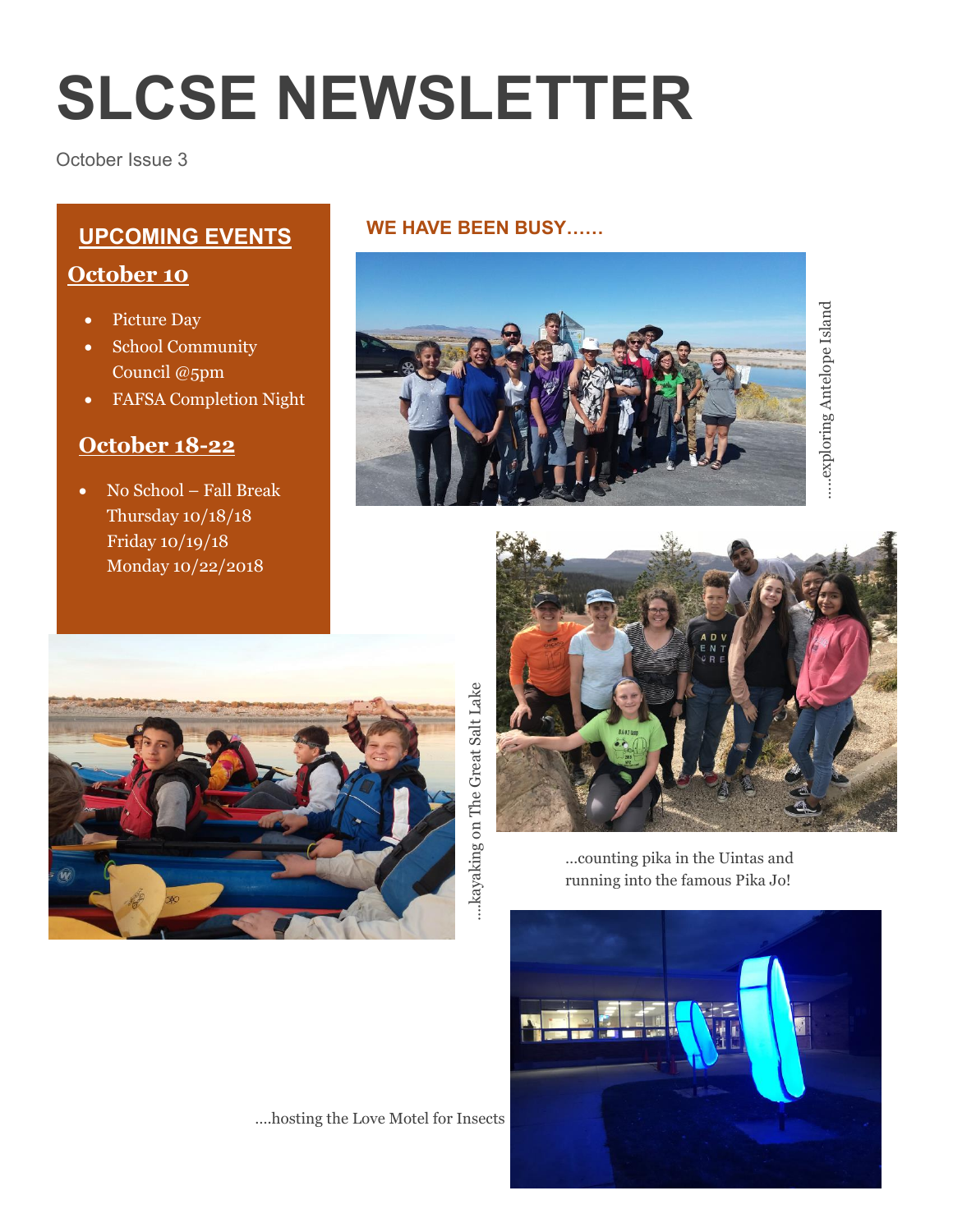# SLCSE NEWSLETTER

October Issue 3

## UPCOMING EVENTS

### October 10

- Picture Day
- School Community Council @5pm
- FAFSA Completion Night

### October 18-22

- No School – Fall Break
  Thursday 10/18/18
  Friday 10/19/18
  Monday 10/22/2018

## WE HAVE BEEN BUSY……

….exploring Antelope Island

….kayaking on The Great Salt Lake

…counting pika in the Uintas and running into the famous Pika Jo!

….hosting the Love Motel for Insects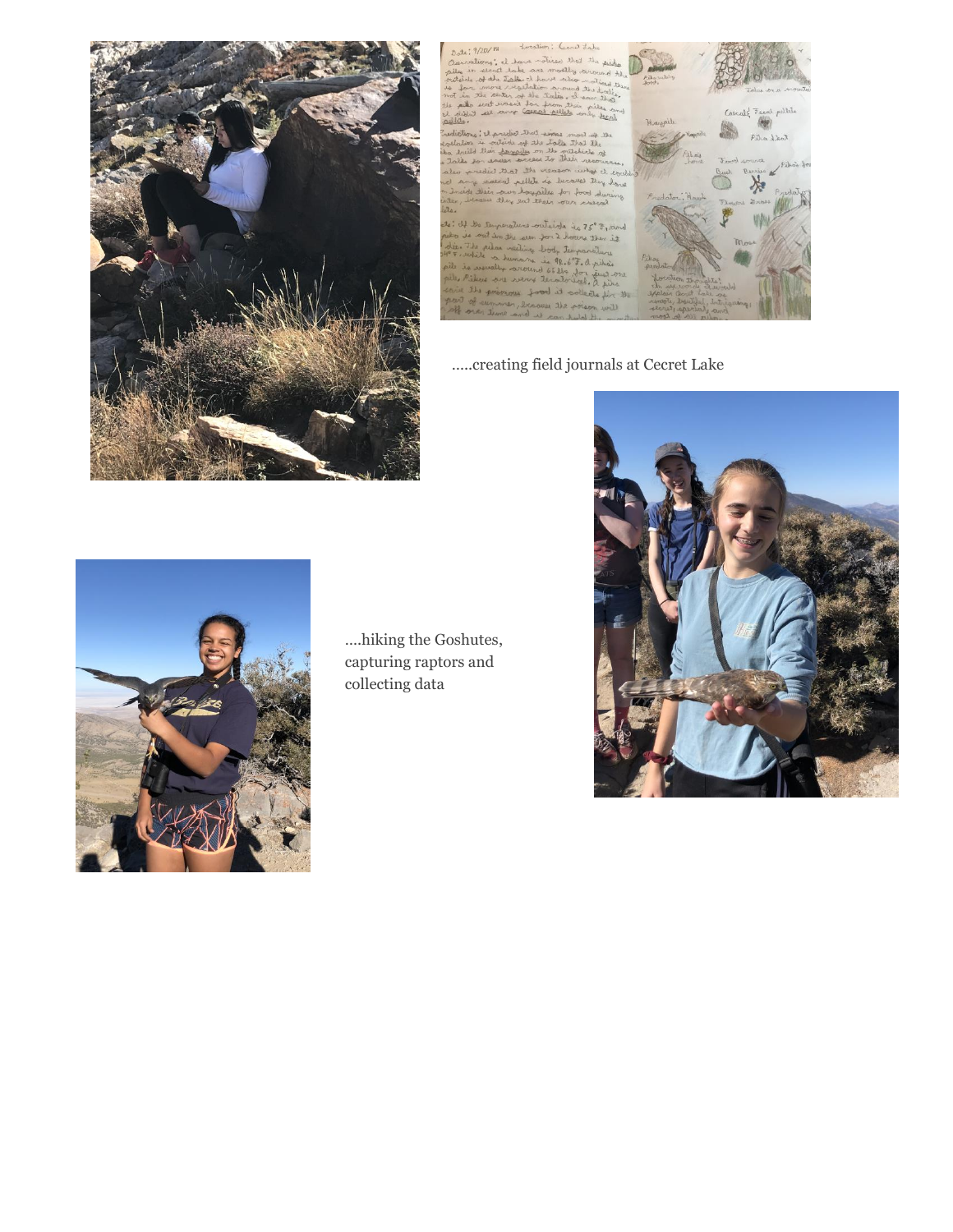.....creating field journals at Cecret Lake

....hiking the Goshutes, capturing raptors and collecting data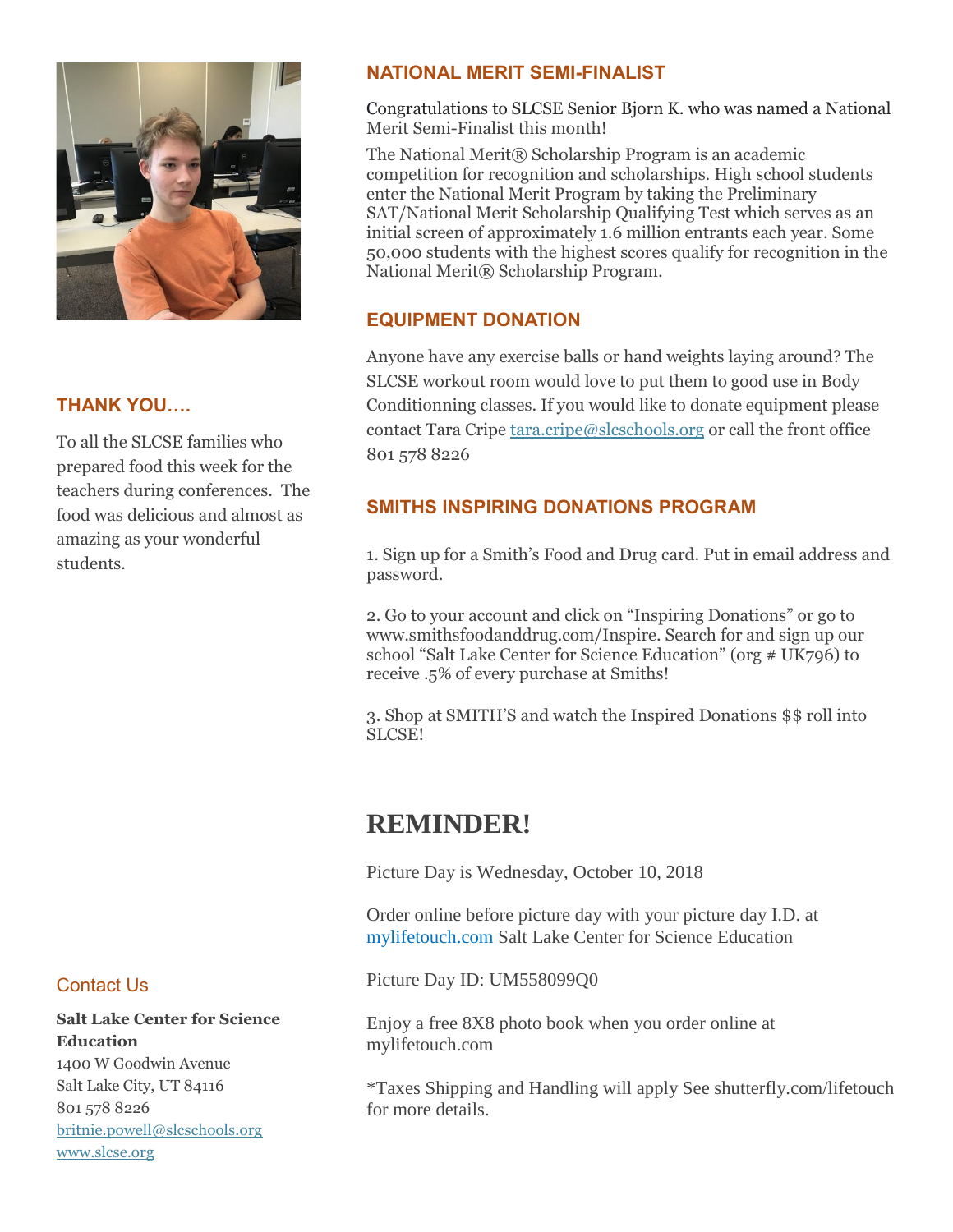## NATIONAL MERIT SEMI-FINALIST

Congratulations to SLCSE Senior Bjorn K. who was named a National Merit Semi-Finalist this month!

The National Merit® Scholarship Program is an academic competition for recognition and scholarships. High school students enter the National Merit Program by taking the Preliminary SAT/National Merit Scholarship Qualifying Test which serves as an initial screen of approximately 1.6 million entrants each year. Some 50,000 students with the highest scores qualify for recognition in the National Merit® Scholarship Program.

## THANK YOU….

To all the SLCSE families who prepared food this week for the teachers during conferences. The food was delicious and almost as amazing as your wonderful students.

## EQUIPMENT DONATION

Anyone have any exercise balls or hand weights laying around? The SLCSE workout room would love to put them to good use in Body Conditionning classes. If you would like to donate equipment please contact Tara Cripe tara.cripe@slcschools.org or call the front office 801 578 8226

## SMITHS INSPIRING DONATIONS PROGRAM

1. Sign up for a Smith's Food and Drug card. Put in email address and password.

2. Go to your account and click on "Inspiring Donations" or go to www.smithsfoodanddrug.com/Inspire. Search for and sign up our school "Salt Lake Center for Science Education" (org # UK796) to receive .5% of every purchase at Smiths!

3. Shop at SMITH'S and watch the Inspired Donations $$ roll into SLCSE!

# REMINDER!

Picture Day is Wednesday, October 10, 2018

Order online before picture day with your picture day I.D. at mylifetouch.com Salt Lake Center for Science Education

Picture Day ID: UM558099Q0

Enjoy a free 8X8 photo book when you order online at mylifetouch.com

*Taxes Shipping and Handling will apply See shutterfly.com/lifetouch for more details.

## Contact Us

**Salt Lake Center for Science Education**
1400 W Goodwin Avenue
Salt Lake City, UT 84116
801 578 8226
britnie.powell@slcschools.org
www.slcse.org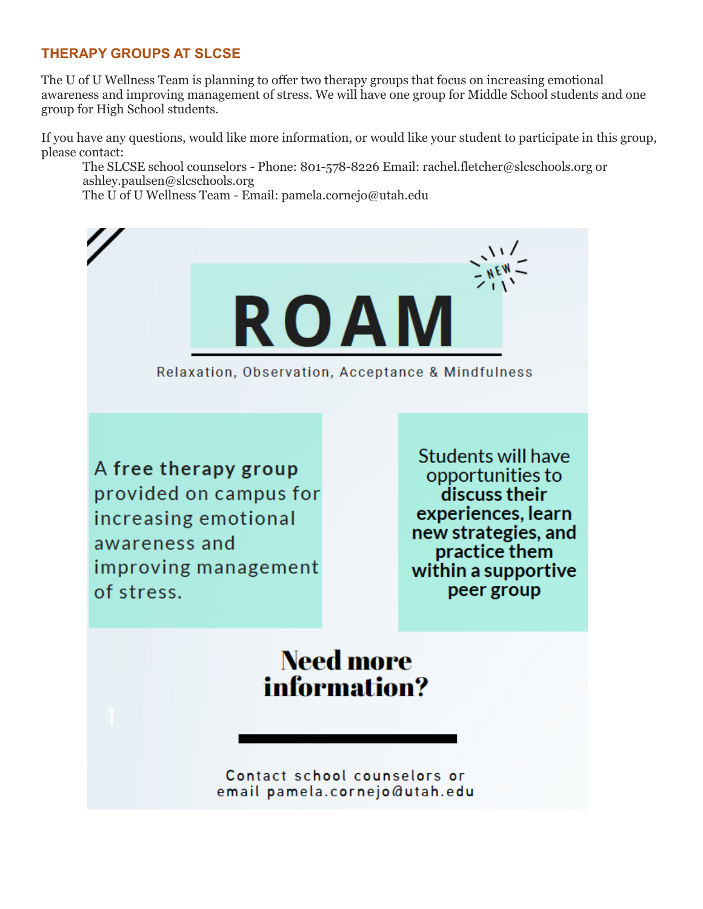## THERAPY GROUPS AT SLCSE

The U of U Wellness Team is planning to offer two therapy groups that focus on increasing emotional awareness and improving management of stress. We will have one group for Middle School students and one group for High School students.

If you have any questions, would like more information, or would like your student to participate in this group, please contact:

The SLCSE school counselors - Phone: 801-578-8226 Email: rachel.fletcher@slcschools.org or ashley.paulsen@slcschools.org
The U of U Wellness Team - Email: pamela.cornejo@utah.edu

NEW

# ROAM

Relaxation, Observation, Acceptance & Mindfulness

A **free therapy group** provided on campus for increasing emotional awareness and improving management of stress.

Students will have opportunities to **discuss their experiences, learn new strategies, and practice them within a supportive peer group**

**Need more information?**

Contact school counselors or email pamela.cornejo@utah.edu